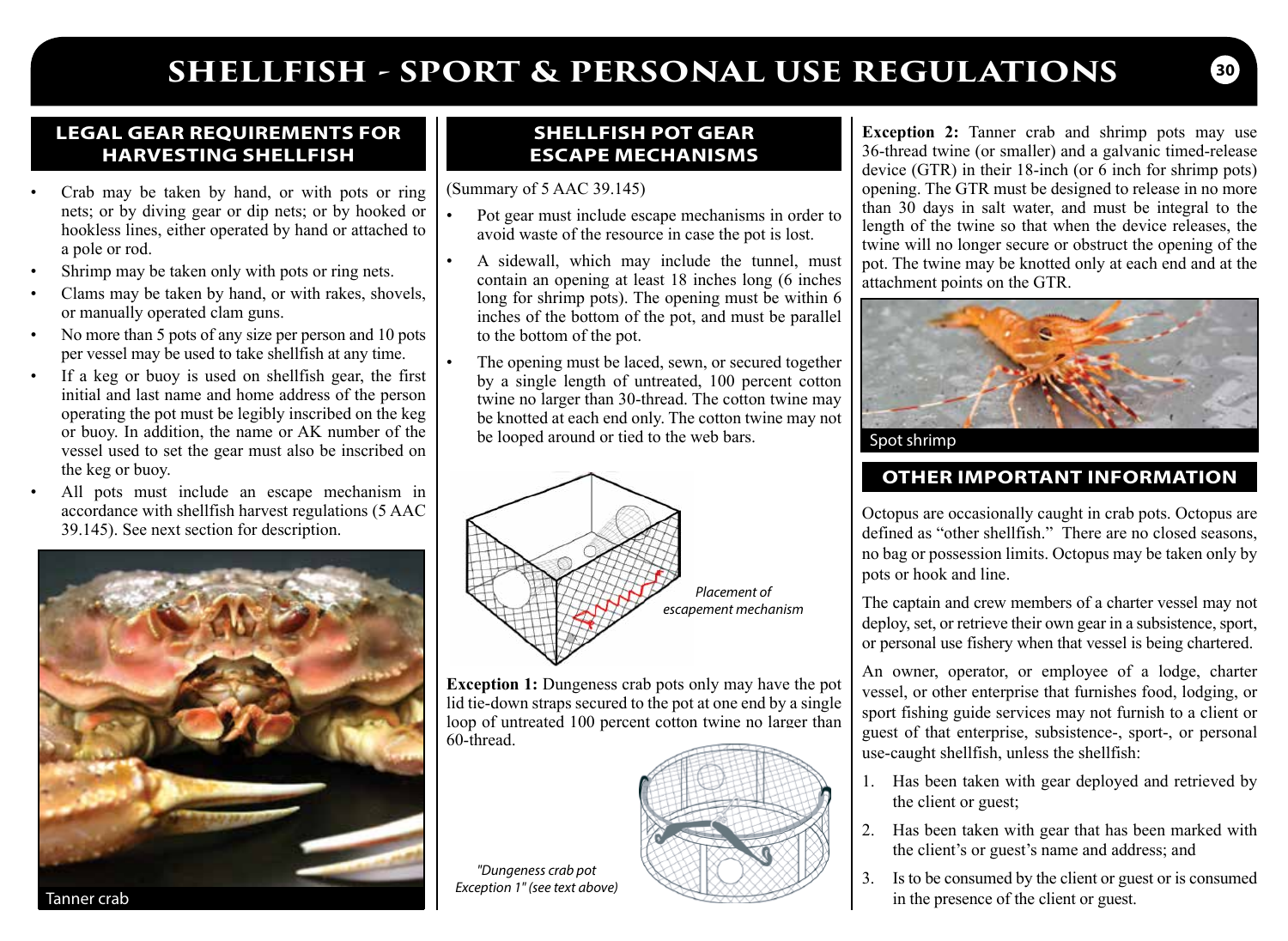# SHELLFISH - SPORT & PERSONAL USE REGULATIONS

## LEGAL GEAR REQUIREMENTS FOR HARVESTING SHELLFISH

- Crab may be taken by hand, or with pots or ring nets; or by diving gear or dip nets; or by hooked or hookless lines, either operated by hand or attached to a pole or rod.
- Shrimp may be taken only with pots or ring nets.
- Clams may be taken by hand, or with rakes, shovels, or manually operated clam guns.
- No more than 5 pots of any size per person and 10 pots per vessel may be used to take shellfish at any time.
- If a keg or buoy is used on shellfish gear, the first initial and last name and home address of the person operating the pot must be legibly inscribed on the keg or buoy. In addition, the name or AK number of the vessel used to set the gear must also be inscribed on the keg or buoy.
- All pots must include an escape mechanism in accordance with shellfish harvest regulations (5 AAC 39.145). See next section for description.

Tanner crab

## SHELLFISH POT GEAR ESCAPE MECHANISMS

(Summary of 5 AAC 39.145)

- Pot gear must include escape mechanisms in order to avoid waste of the resource in case the pot is lost.
- A sidewall, which may include the tunnel, must contain an opening at least 18 inches long (6 inches long for shrimp pots). The opening must be within 6 inches of the bottom of the pot, and must be parallel to the bottom of the pot.
- The opening must be laced, sewn, or secured together by a single length of untreated, 100 percent cotton twine no larger than 30-thread. The cotton twine may be knotted at each end only. The cotton twine may not be looped around or tied to the web bars.

*Placement of escapement mechanism*

**Exception 1:** Dungeness crab pots only may have the pot lid tie-down straps secured to the pot at one end by a single loop of untreated 100 percent cotton twine no larger than 60-thread.

*"Dungeness crab pot Exception 1" (see text above)*

**Exception 2:** Tanner crab and shrimp pots may use 36-thread twine (or smaller) and a galvanic timed-release device (GTR) in their 18-inch (or 6 inch for shrimp pots) opening. The GTR must be designed to release in no more than 30 days in salt water, and must be integral to the length of the twine so that when the device releases, the twine will no longer secure or obstruct the opening of the pot. The twine may be knotted only at each end and at the attachment points on the GTR.

Spot shrimp

## OTHER IMPORTANT INFORMATION

Octopus are occasionally caught in crab pots. Octopus are defined as "other shellfish." There are no closed seasons, no bag or possession limits. Octopus may be taken only by pots or hook and line.

The captain and crew members of a charter vessel may not deploy, set, or retrieve their own gear in a subsistence, sport, or personal use fishery when that vessel is being chartered.

An owner, operator, or employee of a lodge, charter vessel, or other enterprise that furnishes food, lodging, or sport fishing guide services may not furnish to a client or guest of that enterprise, subsistence-, sport-, or personal use-caught shellfish, unless the shellfish:

1. Has been taken with gear deployed and retrieved by the client or guest;
2. Has been taken with gear that has been marked with the client's or guest's name and address; and
3. Is to be consumed by the client or guest or is consumed in the presence of the client or guest.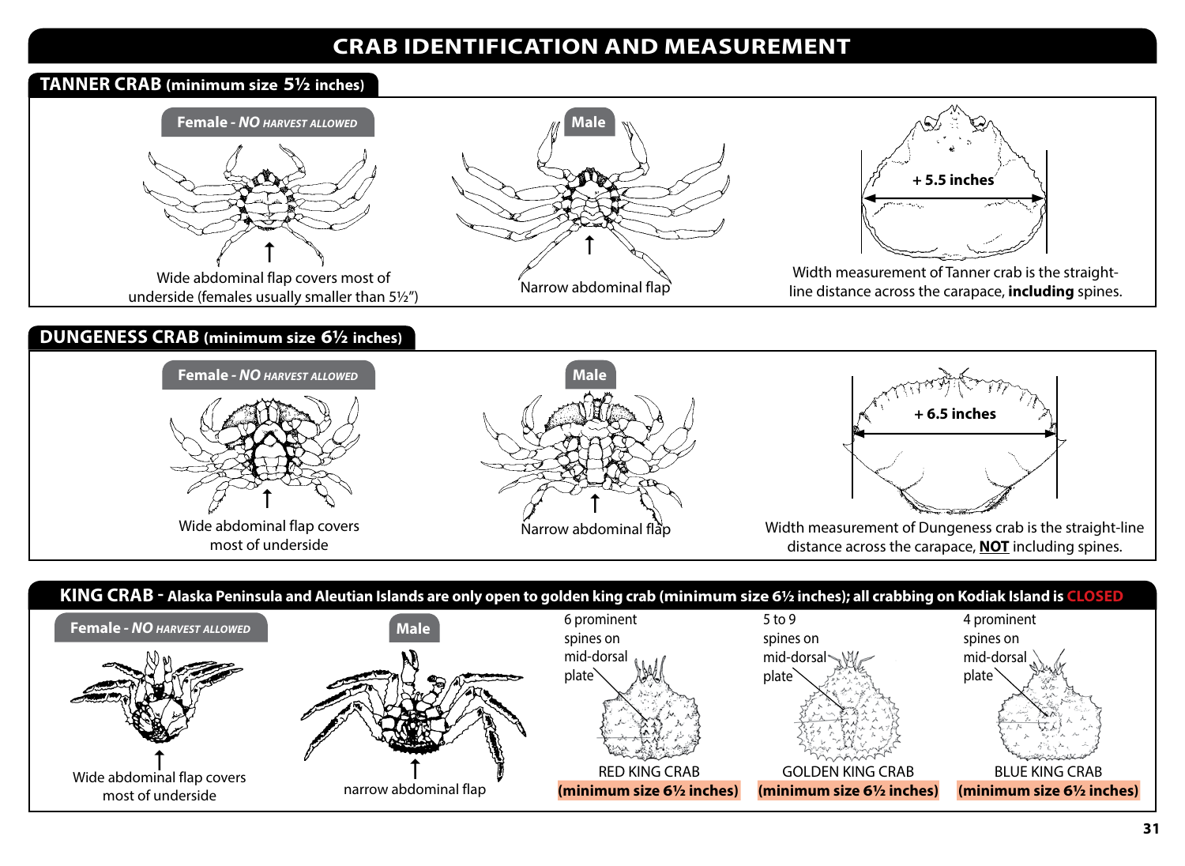# CRAB IDENTIFICATION AND MEASUREMENT

## TANNER CRAB (minimum size 5½ inches)

**Female - *NO HARVEST ALLOWED***

Wide abdominal flap covers most of underside (females usually smaller than 5½")

**Male**

Narrow abdominal flap

**+ 5.5 inches**

Width measurement of Tanner crab is the straight-line distance across the carapace, **including** spines.

## DUNGENESS CRAB (minimum size 6½ inches)

**Female - *NO HARVEST ALLOWED***

Wide abdominal flap covers most of underside

**Male**

Narrow abdominal flap

**+ 6.5 inches**

Width measurement of Dungeness crab is the straight-line distance across the carapace, **NOT** including spines.

## KING CRAB - Alaska Peninsula and Aleutian Islands are only open to golden king crab (minimum size 6½ inches); all crabbing on Kodiak Island is CLOSED

**Female - *NO HARVEST ALLOWED***

Wide abdominal flap covers most of underside

**Male**

narrow abdominal flap

6 prominent spines on mid-dorsal plate

RED KING CRAB
**(minimum size 6½ inches)**

5 to 9 spines on mid-dorsal plate

GOLDEN KING CRAB
**(minimum size 6½ inches)**

4 prominent spines on mid-dorsal plate

BLUE KING CRAB
**(minimum size 6½ inches)**